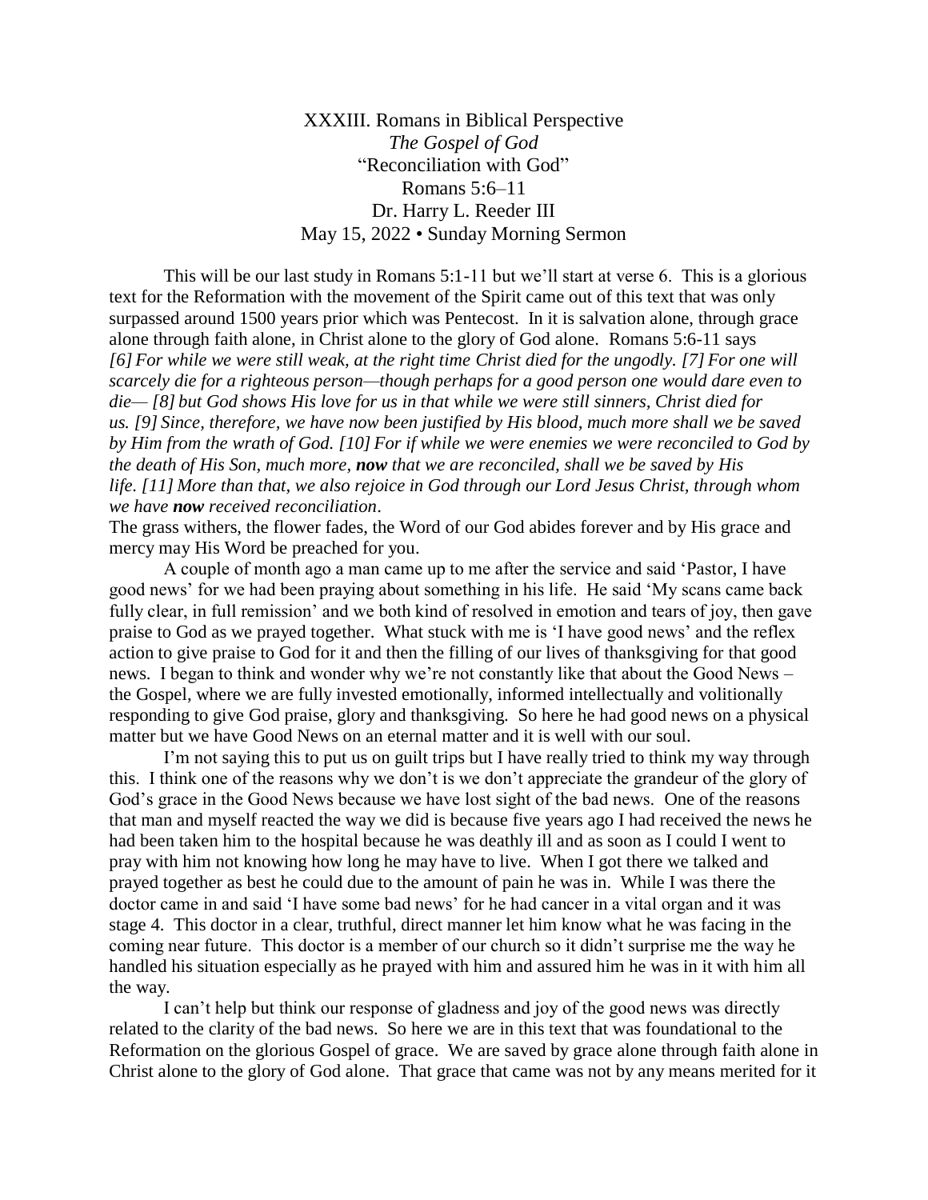# XXXIII. Romans in Biblical Perspective

*The Gospel of God*

"Reconciliation with God"

Romans 5:6–11

Dr. Harry L. Reeder III

May 15, 2022 • Sunday Morning Sermon

This will be our last study in Romans 5:1-11 but we'll start at verse 6. This is a glorious text for the Reformation with the movement of the Spirit came out of this text that was only surpassed around 1500 years prior which was Pentecost. In it is salvation alone, through grace alone through faith alone, in Christ alone to the glory of God alone. Romans 5:6-11 says *[6] For while we were still weak, at the right time Christ died for the ungodly. [7] For one will scarcely die for a righteous person—though perhaps for a good person one would dare even to die— [8] but God shows His love for us in that while we were still sinners, Christ died for us. [9] Since, therefore, we have now been justified by His blood, much more shall we be saved by Him from the wrath of God. [10] For if while we were enemies we were reconciled to God by the death of His Son, much more, **now** that we are reconciled, shall we be saved by His life. [11] More than that, we also rejoice in God through our Lord Jesus Christ, through whom we have **now** received reconciliation*.

The grass withers, the flower fades, the Word of our God abides forever and by His grace and mercy may His Word be preached for you.

A couple of month ago a man came up to me after the service and said 'Pastor, I have good news' for we had been praying about something in his life. He said 'My scans came back fully clear, in full remission' and we both kind of resolved in emotion and tears of joy, then gave praise to God as we prayed together. What stuck with me is 'I have good news' and the reflex action to give praise to God for it and then the filling of our lives of thanksgiving for that good news. I began to think and wonder why we're not constantly like that about the Good News – the Gospel, where we are fully invested emotionally, informed intellectually and volitionally responding to give God praise, glory and thanksgiving. So here he had good news on a physical matter but we have Good News on an eternal matter and it is well with our soul.

I'm not saying this to put us on guilt trips but I have really tried to think my way through this. I think one of the reasons why we don't is we don't appreciate the grandeur of the glory of God's grace in the Good News because we have lost sight of the bad news. One of the reasons that man and myself reacted the way we did is because five years ago I had received the news he had been taken him to the hospital because he was deathly ill and as soon as I could I went to pray with him not knowing how long he may have to live. When I got there we talked and prayed together as best he could due to the amount of pain he was in. While I was there the doctor came in and said 'I have some bad news' for he had cancer in a vital organ and it was stage 4. This doctor in a clear, truthful, direct manner let him know what he was facing in the coming near future. This doctor is a member of our church so it didn't surprise me the way he handled his situation especially as he prayed with him and assured him he was in it with him all the way.

I can't help but think our response of gladness and joy of the good news was directly related to the clarity of the bad news. So here we are in this text that was foundational to the Reformation on the glorious Gospel of grace. We are saved by grace alone through faith alone in Christ alone to the glory of God alone. That grace that came was not by any means merited for it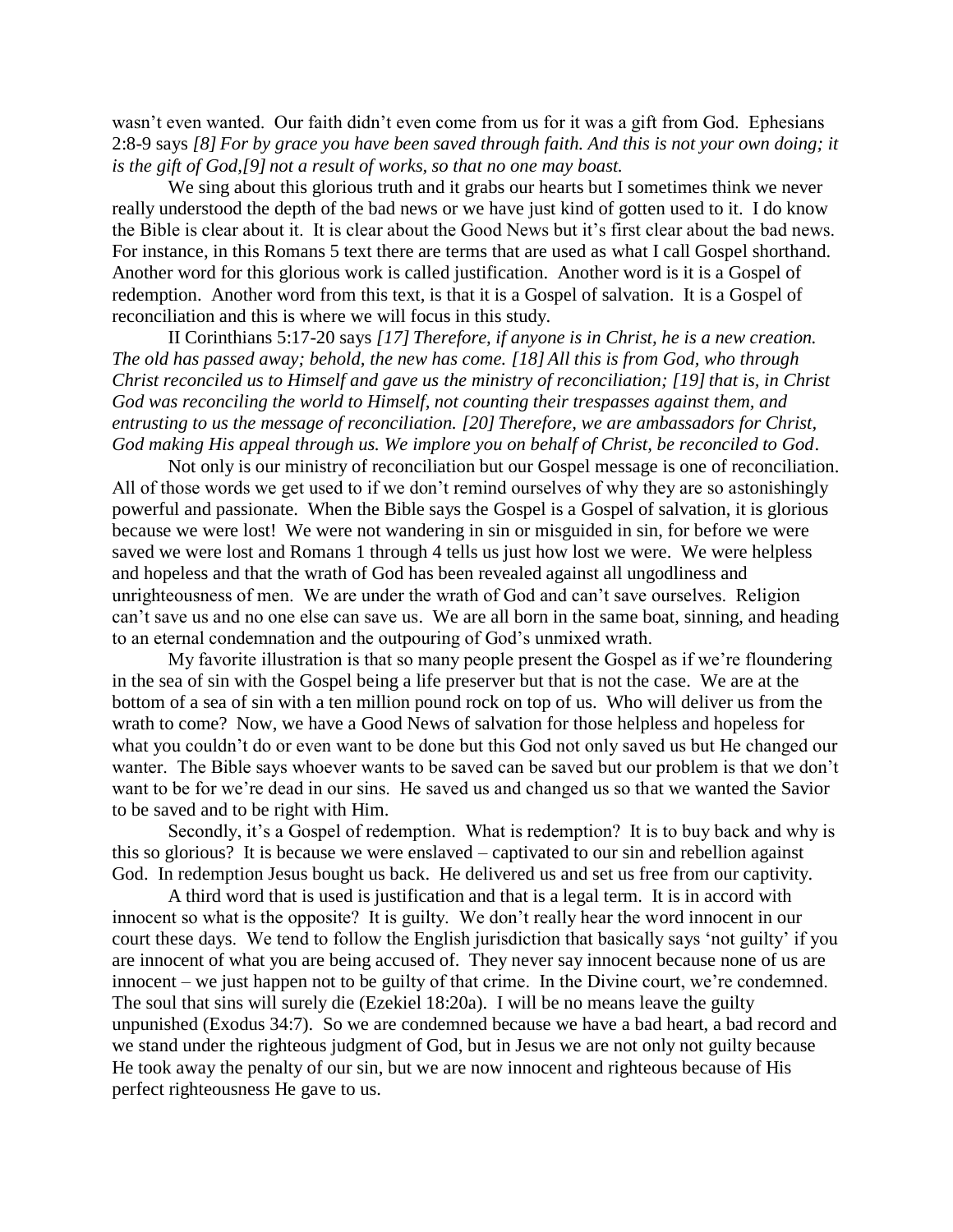wasn't even wanted. Our faith didn't even come from us for it was a gift from God. Ephesians 2:8-9 says *[8] For by grace you have been saved through faith. And this is not your own doing; it is the gift of God,[9] not a result of works, so that no one may boast.*

We sing about this glorious truth and it grabs our hearts but I sometimes think we never really understood the depth of the bad news or we have just kind of gotten used to it. I do know the Bible is clear about it. It is clear about the Good News but it's first clear about the bad news. For instance, in this Romans 5 text there are terms that are used as what I call Gospel shorthand. Another word for this glorious work is called justification. Another word is it is a Gospel of redemption. Another word from this text, is that it is a Gospel of salvation. It is a Gospel of reconciliation and this is where we will focus in this study.

II Corinthians 5:17-20 says *[17] Therefore, if anyone is in Christ, he is a new creation. The old has passed away; behold, the new has come. [18] All this is from God, who through Christ reconciled us to Himself and gave us the ministry of reconciliation; [19] that is, in Christ God was reconciling the world to Himself, not counting their trespasses against them, and entrusting to us the message of reconciliation. [20] Therefore, we are ambassadors for Christ, God making His appeal through us. We implore you on behalf of Christ, be reconciled to God*.

Not only is our ministry of reconciliation but our Gospel message is one of reconciliation. All of those words we get used to if we don't remind ourselves of why they are so astonishingly powerful and passionate. When the Bible says the Gospel is a Gospel of salvation, it is glorious because we were lost! We were not wandering in sin or misguided in sin, for before we were saved we were lost and Romans 1 through 4 tells us just how lost we were. We were helpless and hopeless and that the wrath of God has been revealed against all ungodliness and unrighteousness of men. We are under the wrath of God and can't save ourselves. Religion can't save us and no one else can save us. We are all born in the same boat, sinning, and heading to an eternal condemnation and the outpouring of God's unmixed wrath.

My favorite illustration is that so many people present the Gospel as if we're floundering in the sea of sin with the Gospel being a life preserver but that is not the case. We are at the bottom of a sea of sin with a ten million pound rock on top of us. Who will deliver us from the wrath to come? Now, we have a Good News of salvation for those helpless and hopeless for what you couldn't do or even want to be done but this God not only saved us but He changed our wanter. The Bible says whoever wants to be saved can be saved but our problem is that we don't want to be for we're dead in our sins. He saved us and changed us so that we wanted the Savior to be saved and to be right with Him.

Secondly, it's a Gospel of redemption. What is redemption? It is to buy back and why is this so glorious? It is because we were enslaved – captivated to our sin and rebellion against God. In redemption Jesus bought us back. He delivered us and set us free from our captivity.

A third word that is used is justification and that is a legal term. It is in accord with innocent so what is the opposite? It is guilty. We don't really hear the word innocent in our court these days. We tend to follow the English jurisdiction that basically says 'not guilty' if you are innocent of what you are being accused of. They never say innocent because none of us are innocent – we just happen not to be guilty of that crime. In the Divine court, we're condemned. The soul that sins will surely die (Ezekiel 18:20a). I will be no means leave the guilty unpunished (Exodus 34:7). So we are condemned because we have a bad heart, a bad record and we stand under the righteous judgment of God, but in Jesus we are not only not guilty because He took away the penalty of our sin, but we are now innocent and righteous because of His perfect righteousness He gave to us.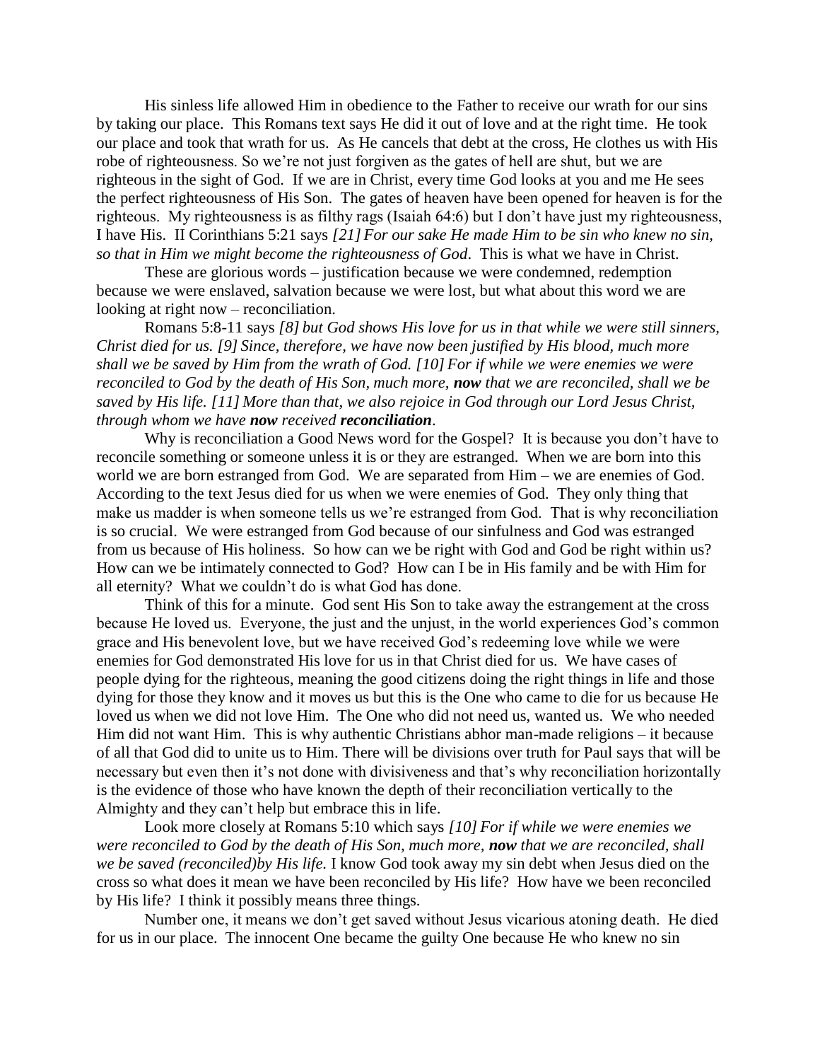His sinless life allowed Him in obedience to the Father to receive our wrath for our sins by taking our place. This Romans text says He did it out of love and at the right time. He took our place and took that wrath for us. As He cancels that debt at the cross, He clothes us with His robe of righteousness. So we're not just forgiven as the gates of hell are shut, but we are righteous in the sight of God. If we are in Christ, every time God looks at you and me He sees the perfect righteousness of His Son. The gates of heaven have been opened for heaven is for the righteous. My righteousness is as filthy rags (Isaiah 64:6) but I don't have just my righteousness, I have His. II Corinthians 5:21 says *[21] For our sake He made Him to be sin who knew no sin, so that in Him we might become the righteousness of God*. This is what we have in Christ.

These are glorious words – justification because we were condemned, redemption because we were enslaved, salvation because we were lost, but what about this word we are looking at right now – reconciliation.

Romans 5:8-11 says *[8] but God shows His love for us in that while we were still sinners, Christ died for us. [9] Since, therefore, we have now been justified by His blood, much more shall we be saved by Him from the wrath of God. [10] For if while we were enemies we were reconciled to God by the death of His Son, much more, **now** that we are reconciled, shall we be saved by His life. [11] More than that, we also rejoice in God through our Lord Jesus Christ, through whom we have **now** received **reconciliation***.

Why is reconciliation a Good News word for the Gospel? It is because you don't have to reconcile something or someone unless it is or they are estranged. When we are born into this world we are born estranged from God. We are separated from Him – we are enemies of God. According to the text Jesus died for us when we were enemies of God. They only thing that make us madder is when someone tells us we're estranged from God. That is why reconciliation is so crucial. We were estranged from God because of our sinfulness and God was estranged from us because of His holiness. So how can we be right with God and God be right within us? How can we be intimately connected to God? How can I be in His family and be with Him for all eternity? What we couldn't do is what God has done.

Think of this for a minute. God sent His Son to take away the estrangement at the cross because He loved us. Everyone, the just and the unjust, in the world experiences God's common grace and His benevolent love, but we have received God's redeeming love while we were enemies for God demonstrated His love for us in that Christ died for us. We have cases of people dying for the righteous, meaning the good citizens doing the right things in life and those dying for those they know and it moves us but this is the One who came to die for us because He loved us when we did not love Him. The One who did not need us, wanted us. We who needed Him did not want Him. This is why authentic Christians abhor man-made religions – it because of all that God did to unite us to Him. There will be divisions over truth for Paul says that will be necessary but even then it's not done with divisiveness and that's why reconciliation horizontally is the evidence of those who have known the depth of their reconciliation vertically to the Almighty and they can't help but embrace this in life.

Look more closely at Romans 5:10 which says *[10] For if while we were enemies we were reconciled to God by the death of His Son, much more, **now** that we are reconciled, shall we be saved (reconciled)by His life.* I know God took away my sin debt when Jesus died on the cross so what does it mean we have been reconciled by His life? How have we been reconciled by His life? I think it possibly means three things.

Number one, it means we don't get saved without Jesus vicarious atoning death. He died for us in our place. The innocent One became the guilty One because He who knew no sin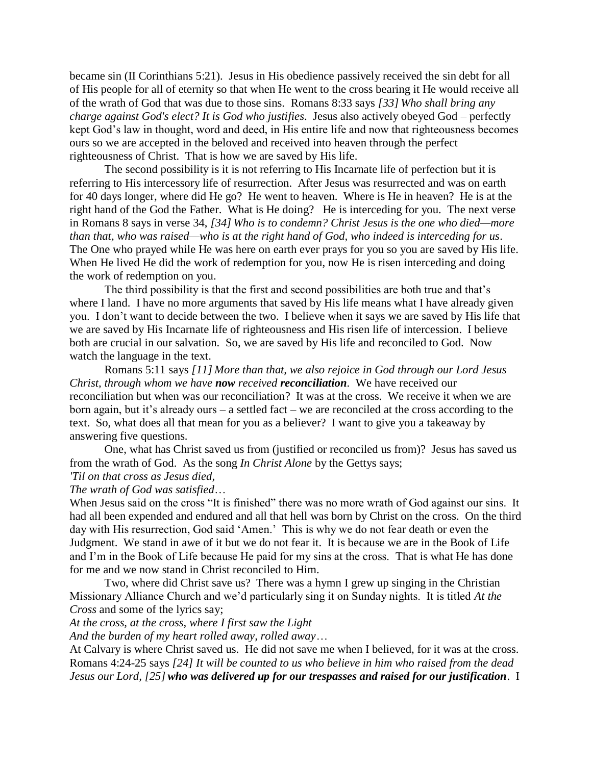became sin (II Corinthians 5:21). Jesus in His obedience passively received the sin debt for all of His people for all of eternity so that when He went to the cross bearing it He would receive all of the wrath of God that was due to those sins. Romans 8:33 says *[33] Who shall bring any charge against God's elect? It is God who justifies*. Jesus also actively obeyed God – perfectly kept God's law in thought, word and deed, in His entire life and now that righteousness becomes ours so we are accepted in the beloved and received into heaven through the perfect righteousness of Christ. That is how we are saved by His life.

The second possibility is it is not referring to His Incarnate life of perfection but it is referring to His intercessory life of resurrection. After Jesus was resurrected and was on earth for 40 days longer, where did He go? He went to heaven. Where is He in heaven? He is at the right hand of the God the Father. What is He doing? He is interceding for you. The next verse in Romans 8 says in verse 34, *[34] Who is to condemn? Christ Jesus is the one who died—more than that, who was raised—who is at the right hand of God, who indeed is interceding for us*. The One who prayed while He was here on earth ever prays for you so you are saved by His life. When He lived He did the work of redemption for you, now He is risen interceding and doing the work of redemption on you.

The third possibility is that the first and second possibilities are both true and that's where I land. I have no more arguments that saved by His life means what I have already given you. I don't want to decide between the two. I believe when it says we are saved by His life that we are saved by His Incarnate life of righteousness and His risen life of intercession. I believe both are crucial in our salvation. So, we are saved by His life and reconciled to God. Now watch the language in the text.

Romans 5:11 says *[11] More than that, we also rejoice in God through our Lord Jesus Christ, through whom we have* ***now*** *received* ***reconciliation***. We have received our reconciliation but when was our reconciliation? It was at the cross. We receive it when we are born again, but it's already ours – a settled fact – we are reconciled at the cross according to the text. So, what does all that mean for you as a believer? I want to give you a takeaway by answering five questions.

One, what has Christ saved us from (justified or reconciled us from)? Jesus has saved us from the wrath of God. As the song *In Christ Alone* by the Gettys says;

*'Til on that cross as Jesus died,*
*The wrath of God was satisfied*…

When Jesus said on the cross "It is finished" there was no more wrath of God against our sins. It had all been expended and endured and all that hell was born by Christ on the cross. On the third day with His resurrection, God said 'Amen.' This is why we do not fear death or even the Judgment. We stand in awe of it but we do not fear it. It is because we are in the Book of Life and I'm in the Book of Life because He paid for my sins at the cross. That is what He has done for me and we now stand in Christ reconciled to Him.

Two, where did Christ save us? There was a hymn I grew up singing in the Christian Missionary Alliance Church and we'd particularly sing it on Sunday nights. It is titled *At the Cross* and some of the lyrics say;

*At the cross, at the cross, where I first saw the Light*
*And the burden of my heart rolled away, rolled away*…

At Calvary is where Christ saved us. He did not save me when I believed, for it was at the cross. Romans 4:24-25 says *[24] It will be counted to us who believe in him who raised from the dead Jesus our Lord, [25]* ***who was delivered up for our trespasses and raised for our justification***. I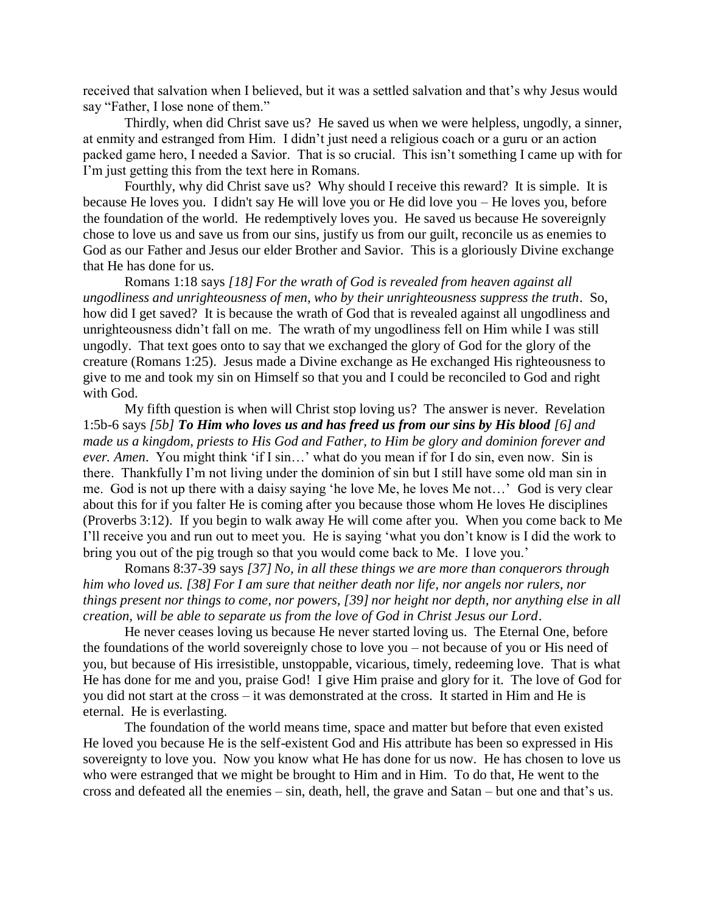received that salvation when I believed, but it was a settled salvation and that's why Jesus would say "Father, I lose none of them."

Thirdly, when did Christ save us? He saved us when we were helpless, ungodly, a sinner, at enmity and estranged from Him. I didn't just need a religious coach or a guru or an action packed game hero, I needed a Savior. That is so crucial. This isn't something I came up with for I'm just getting this from the text here in Romans.

Fourthly, why did Christ save us? Why should I receive this reward? It is simple. It is because He loves you. I didn't say He will love you or He did love you – He loves you, before the foundation of the world. He redemptively loves you. He saved us because He sovereignly chose to love us and save us from our sins, justify us from our guilt, reconcile us as enemies to God as our Father and Jesus our elder Brother and Savior. This is a gloriously Divine exchange that He has done for us.

Romans 1:18 says *[18] For the wrath of God is revealed from heaven against all ungodliness and unrighteousness of men, who by their unrighteousness suppress the truth*. So, how did I get saved? It is because the wrath of God that is revealed against all ungodliness and unrighteousness didn't fall on me. The wrath of my ungodliness fell on Him while I was still ungodly. That text goes onto to say that we exchanged the glory of God for the glory of the creature (Romans 1:25). Jesus made a Divine exchange as He exchanged His righteousness to give to me and took my sin on Himself so that you and I could be reconciled to God and right with God.

My fifth question is when will Christ stop loving us? The answer is never. Revelation 1:5b-6 says *[5b]* ***To Him who loves us and has freed us from our sins by His blood*** *[6] and made us a kingdom, priests to His God and Father, to Him be glory and dominion forever and ever. Amen*. You might think 'if I sin…' what do you mean if for I do sin, even now. Sin is there. Thankfully I'm not living under the dominion of sin but I still have some old man sin in me. God is not up there with a daisy saying 'he love Me, he loves Me not…' God is very clear about this for if you falter He is coming after you because those whom He loves He disciplines (Proverbs 3:12). If you begin to walk away He will come after you. When you come back to Me I'll receive you and run out to meet you. He is saying 'what you don't know is I did the work to bring you out of the pig trough so that you would come back to Me. I love you.'

Romans 8:37-39 says *[37] No, in all these things we are more than conquerors through him who loved us. [38] For I am sure that neither death nor life, nor angels nor rulers, nor things present nor things to come, nor powers, [39] nor height nor depth, nor anything else in all creation, will be able to separate us from the love of God in Christ Jesus our Lord*.

He never ceases loving us because He never started loving us. The Eternal One, before the foundations of the world sovereignly chose to love you – not because of you or His need of you, but because of His irresistible, unstoppable, vicarious, timely, redeeming love. That is what He has done for me and you, praise God! I give Him praise and glory for it. The love of God for you did not start at the cross – it was demonstrated at the cross. It started in Him and He is eternal. He is everlasting.

The foundation of the world means time, space and matter but before that even existed He loved you because He is the self-existent God and His attribute has been so expressed in His sovereignty to love you. Now you know what He has done for us now. He has chosen to love us who were estranged that we might be brought to Him and in Him. To do that, He went to the cross and defeated all the enemies – sin, death, hell, the grave and Satan – but one and that's us.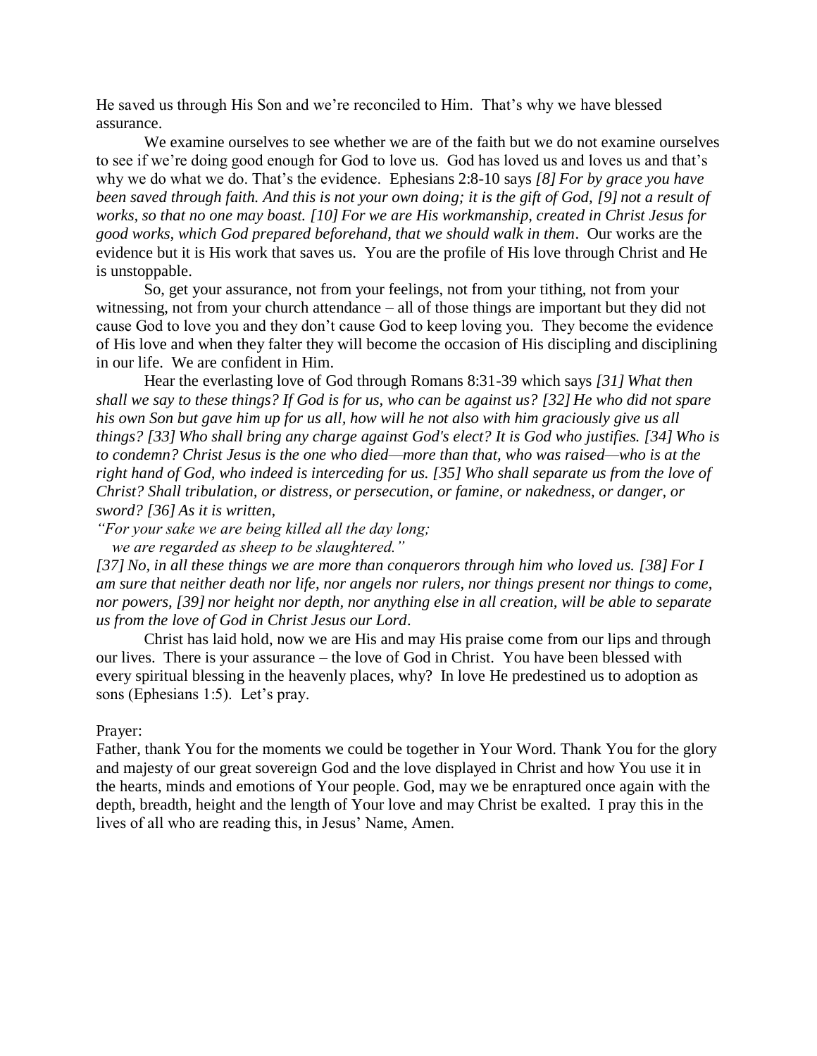He saved us through His Son and we're reconciled to Him. That's why we have blessed assurance.

We examine ourselves to see whether we are of the faith but we do not examine ourselves to see if we're doing good enough for God to love us. God has loved us and loves us and that's why we do what we do. That's the evidence. Ephesians 2:8-10 says *[8] For by grace you have been saved through faith. And this is not your own doing; it is the gift of God, [9] not a result of works, so that no one may boast. [10] For we are His workmanship, created in Christ Jesus for good works, which God prepared beforehand, that we should walk in them*. Our works are the evidence but it is His work that saves us. You are the profile of His love through Christ and He is unstoppable.

So, get your assurance, not from your feelings, not from your tithing, not from your witnessing, not from your church attendance – all of those things are important but they did not cause God to love you and they don't cause God to keep loving you. They become the evidence of His love and when they falter they will become the occasion of His discipling and disciplining in our life. We are confident in Him.

Hear the everlasting love of God through Romans 8:31-39 which says *[31] What then shall we say to these things? If God is for us, who can be against us? [32] He who did not spare his own Son but gave him up for us all, how will he not also with him graciously give us all things? [33] Who shall bring any charge against God's elect? It is God who justifies. [34] Who is to condemn? Christ Jesus is the one who died—more than that, who was raised—who is at the right hand of God, who indeed is interceding for us. [35] Who shall separate us from the love of Christ? Shall tribulation, or distress, or persecution, or famine, or nakedness, or danger, or sword? [36] As it is written,*

*"For your sake we are being killed all the day long;*
*we are regarded as sheep to be slaughtered."*

*[37] No, in all these things we are more than conquerors through him who loved us. [38] For I am sure that neither death nor life, nor angels nor rulers, nor things present nor things to come, nor powers, [39] nor height nor depth, nor anything else in all creation, will be able to separate us from the love of God in Christ Jesus our Lord*.

Christ has laid hold, now we are His and may His praise come from our lips and through our lives. There is your assurance – the love of God in Christ. You have been blessed with every spiritual blessing in the heavenly places, why? In love He predestined us to adoption as sons (Ephesians 1:5). Let's pray.

Prayer:

Father, thank You for the moments we could be together in Your Word. Thank You for the glory and majesty of our great sovereign God and the love displayed in Christ and how You use it in the hearts, minds and emotions of Your people. God, may we be enraptured once again with the depth, breadth, height and the length of Your love and may Christ be exalted. I pray this in the lives of all who are reading this, in Jesus' Name, Amen.